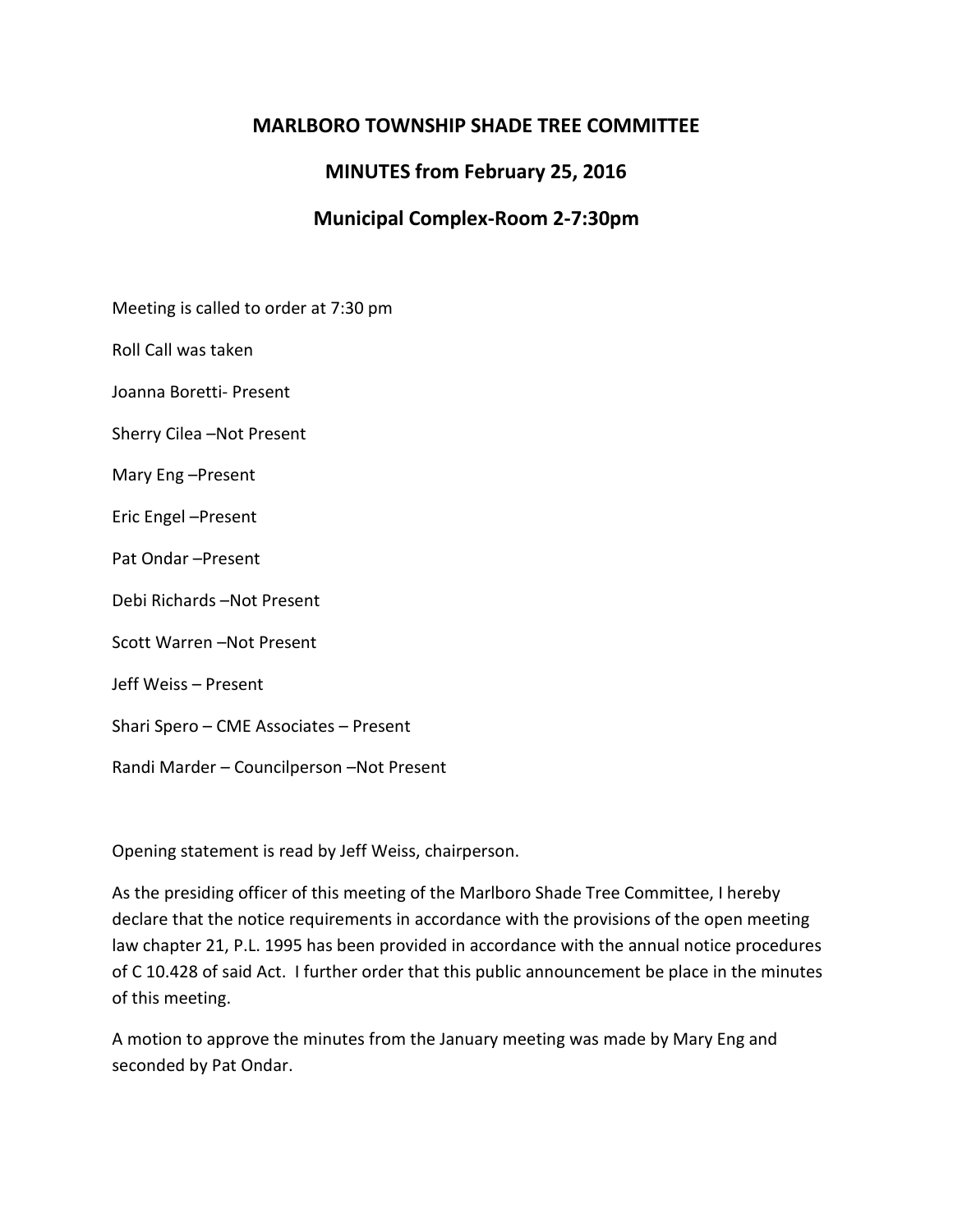# MARLBORO TOWNSHIP SHADE TREE COMMITTEE

## MINUTES from February 25, 2016

## Municipal Complex-Room 2-7:30pm

Meeting is called to order at 7:30 pm

Roll Call was taken

Joanna Boretti- Present

Sherry Cilea –Not Present

Mary Eng –Present

Eric Engel –Present

Pat Ondar –Present

Debi Richards –Not Present

Scott Warren –Not Present

Jeff Weiss – Present

Shari Spero – CME Associates – Present

Randi Marder – Councilperson –Not Present

Opening statement is read by Jeff Weiss, chairperson.

As the presiding officer of this meeting of the Marlboro Shade Tree Committee, I hereby declare that the notice requirements in accordance with the provisions of the open meeting law chapter 21, P.L. 1995 has been provided in accordance with the annual notice procedures of C 10.428 of said Act. I further order that this public announcement be place in the minutes of this meeting.

A motion to approve the minutes from the January meeting was made by Mary Eng and seconded by Pat Ondar.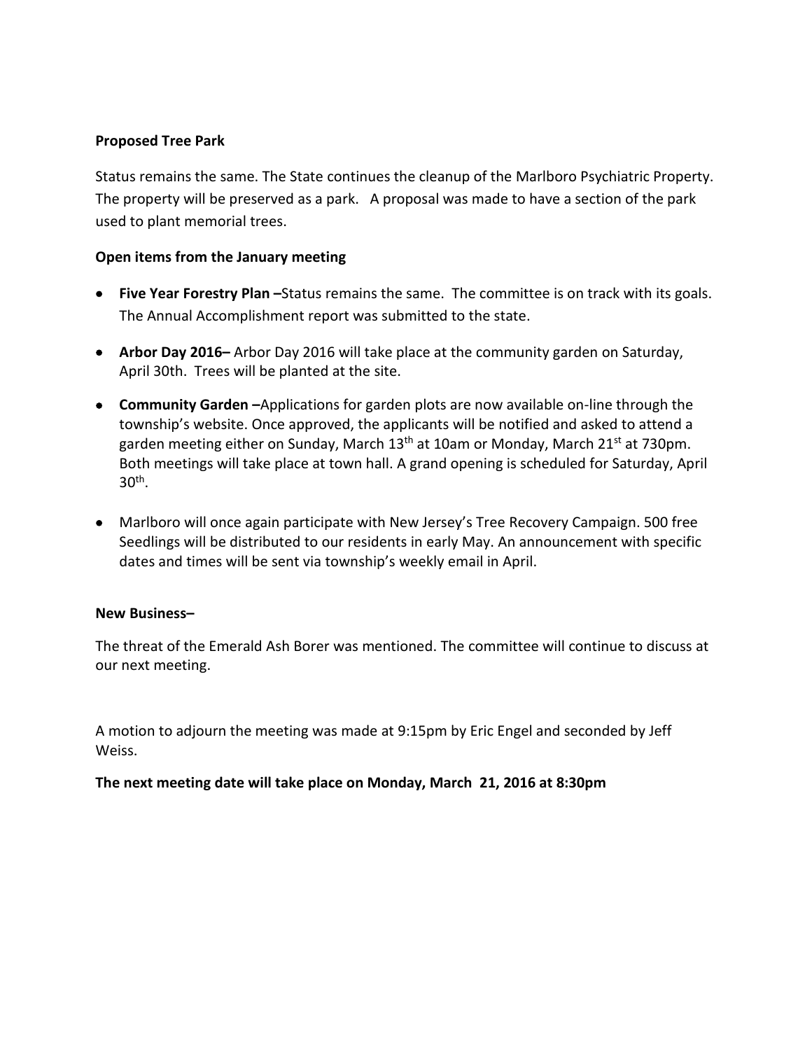**Proposed Tree Park**

Status remains the same. The State continues the cleanup of the Marlboro Psychiatric Property. The property will be preserved as a park. A proposal was made to have a section of the park used to plant memorial trees.

**Open items from the January meeting**

- **Five Year Forestry Plan –**Status remains the same. The committee is on track with its goals. The Annual Accomplishment report was submitted to the state.
- **Arbor Day 2016–** Arbor Day 2016 will take place at the community garden on Saturday, April 30th. Trees will be planted at the site.
- **Community Garden –**Applications for garden plots are now available on-line through the township's website. Once approved, the applicants will be notified and asked to attend a garden meeting either on Sunday, March 13th at 10am or Monday, March 21st at 730pm. Both meetings will take place at town hall. A grand opening is scheduled for Saturday, April 30th.
- Marlboro will once again participate with New Jersey's Tree Recovery Campaign. 500 free Seedlings will be distributed to our residents in early May. An announcement with specific dates and times will be sent via township's weekly email in April.

**New Business–**

The threat of the Emerald Ash Borer was mentioned. The committee will continue to discuss at our next meeting.

A motion to adjourn the meeting was made at 9:15pm by Eric Engel and seconded by Jeff Weiss.

**The next meeting date will take place on Monday, March 21, 2016 at 8:30pm**